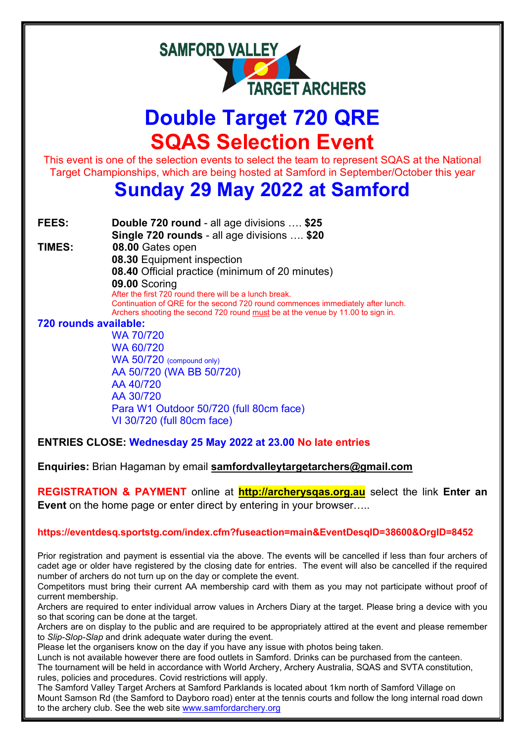SAMFORD VALLEY TARGET ARCHERS

# Double Target 720 QRE

# SQAS Selection Event

This event is one of the selection events to select the team to represent SQAS at the National Target Championships, which are being hosted at Samford in September/October this year

## Sunday 29 May 2022 at Samford

**FEES:** **Double 720 round** - all age divisions …. **$25**
**Single 720 rounds** - all age divisions …. **$20**

**TIMES:**
**08.00** Gates open
**08.30** Equipment inspection
**08.40** Official practice (minimum of 20 minutes)
**09.00** Scoring
After the first 720 round there will be a lunch break.
Continuation of QRE for the second 720 round commences immediately after lunch.
Archers shooting the second 720 round must be at the venue by 11.00 to sign in.

**720 rounds available:**

- WA 70/720
- WA 60/720
- WA 50/720 (compound only)
- AA 50/720 (WA BB 50/720)
- AA 40/720
- AA 30/720
- Para W1 Outdoor 50/720 (full 80cm face)
- VI 30/720 (full 80cm face)

**ENTRIES CLOSE: Wednesday 25 May 2022 at 23.00 No late entries**

**Enquiries:** Brian Hagaman by email **samfordvalleytargetarchers@gmail.com**

**REGISTRATION & PAYMENT** online at **http://archerysqas.org.au** select the link **Enter an Event** on the home page or enter direct by entering in your browser…..

**https://eventdesq.sportstg.com/index.cfm?fuseaction=main&EventDesqID=38600&OrgID=8452**

Prior registration and payment is essential via the above. The events will be cancelled if less than four archers of cadet age or older have registered by the closing date for entries. The event will also be cancelled if the required number of archers do not turn up on the day or complete the event.
Competitors must bring their current AA membership card with them as you may not participate without proof of current membership.
Archers are required to enter individual arrow values in Archers Diary at the target. Please bring a device with you so that scoring can be done at the target.
Archers are on display to the public and are required to be appropriately attired at the event and please remember to *Slip-Slop-Slap* and drink adequate water during the event.
Please let the organisers know on the day if you have any issue with photos being taken.
Lunch is not available however there are food outlets in Samford. Drinks can be purchased from the canteen.
The tournament will be held in accordance with World Archery, Archery Australia, SQAS and SVTA constitution, rules, policies and procedures. Covid restrictions will apply.
The Samford Valley Target Archers at Samford Parklands is located about 1km north of Samford Village on Mount Samson Rd (the Samford to Dayboro road) enter at the tennis courts and follow the long internal road down to the archery club. See the web site www.samfordarchery.org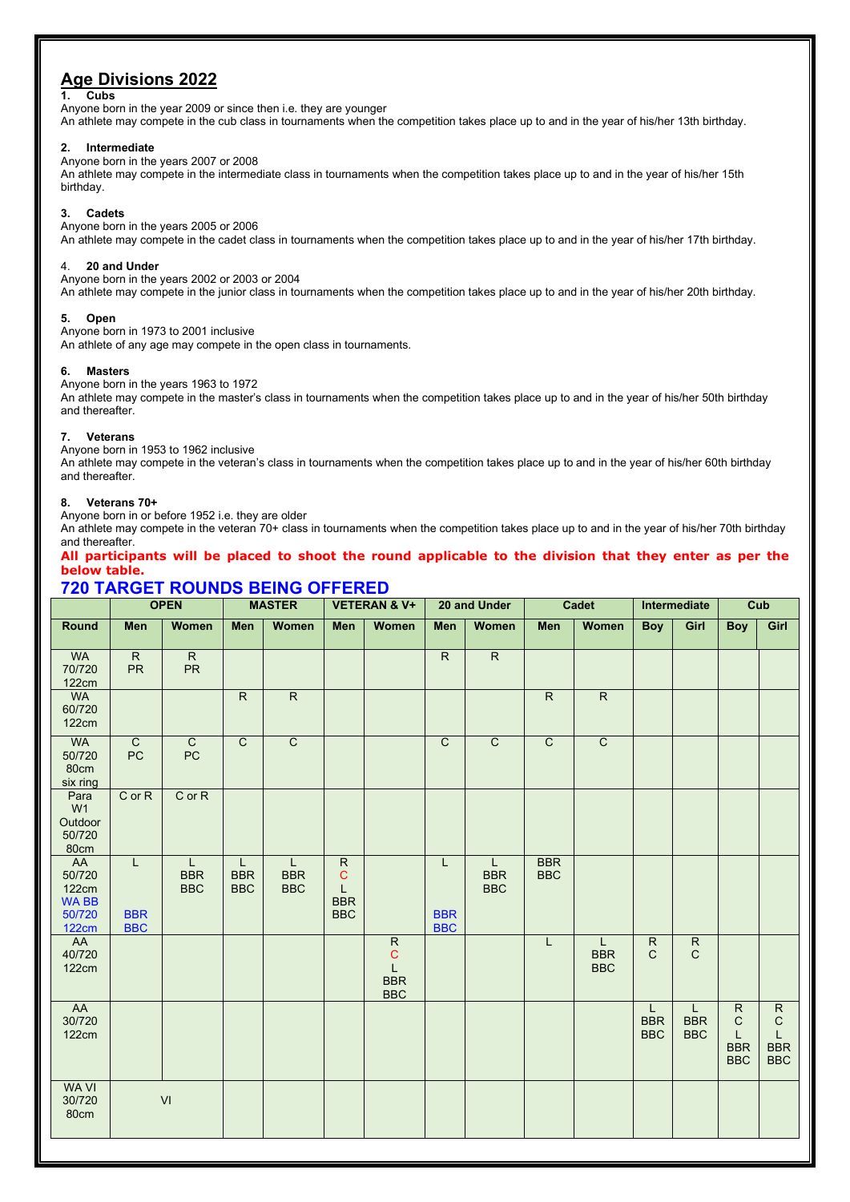## Age Divisions 2022

**1. Cubs**

Anyone born in the year 2009 or since then i.e. they are younger

An athlete may compete in the cub class in tournaments when the competition takes place up to and in the year of his/her 13th birthday.

**2. Intermediate**

Anyone born in the years 2007 or 2008

An athlete may compete in the intermediate class in tournaments when the competition takes place up to and in the year of his/her 15th birthday.

**3. Cadets**

Anyone born in the years 2005 or 2006

An athlete may compete in the cadet class in tournaments when the competition takes place up to and in the year of his/her 17th birthday.

4. **20 and Under**

Anyone born in the years 2002 or 2003 or 2004

An athlete may compete in the junior class in tournaments when the competition takes place up to and in the year of his/her 20th birthday.

**5. Open**

Anyone born in 1973 to 2001 inclusive

An athlete of any age may compete in the open class in tournaments.

**6. Masters**

Anyone born in the years 1963 to 1972

An athlete may compete in the master's class in tournaments when the competition takes place up to and in the year of his/her 50th birthday and thereafter.

**7. Veterans**

Anyone born in 1953 to 1962 inclusive

An athlete may compete in the veteran's class in tournaments when the competition takes place up to and in the year of his/her 60th birthday and thereafter.

**8. Veterans 70+**

Anyone born in or before 1952 i.e. they are older

An athlete may compete in the veteran 70+ class in tournaments when the competition takes place up to and in the year of his/her 70th birthday and thereafter.

**All participants will be placed to shoot the round applicable to the division that they enter as per the below table.**

## 720 TARGET ROUNDS BEING OFFERED

| | OPEN | | MASTER | | VETERAN & V+ | | 20 and Under | | Cadet | | Intermediate | | Cub | |
|---|---|---|---|---|---|---|---|---|---|---|---|---|---|---|
| **Round** | **Men** | **Women** | **Men** | **Women** | **Men** | **Women** | **Men** | **Women** | **Men** | **Women** | **Boy** | **Girl** | **Boy** | **Girl** |
| WA 70/720 122cm | R PR | R PR | | | | | R | R | | | | | | |
| WA 60/720 122cm | | | R | R | | | | | R | R | | | | |
| WA 50/720 80cm six ring | C PC | C PC | C | C | | | C | C | C | C | | | | |
| Para W1 Outdoor 50/720 80cm | C or R | C or R | | | | | | | | | | | | |
| AA 50/720 122cm WA BB 50/720 122cm | L BBR BBC | L BBR BBC | L BBR BBC | L BBR BBC | R C L BBR BBC | | L BBR BBC | L BBR BBC | BBR BBC | | | | | |
| AA 40/720 122cm | | | | | | R C L BBR BBC | | | L | L BBR BBC | R C | R C | | |
| AA 30/720 122cm | | | | | | | | | | | L BBR BBC | L BBR BBC | R C L BBR BBC | R C L BBR BBC |
| WA VI 30/720 80cm | VI | | | | | | | | | | | | | |